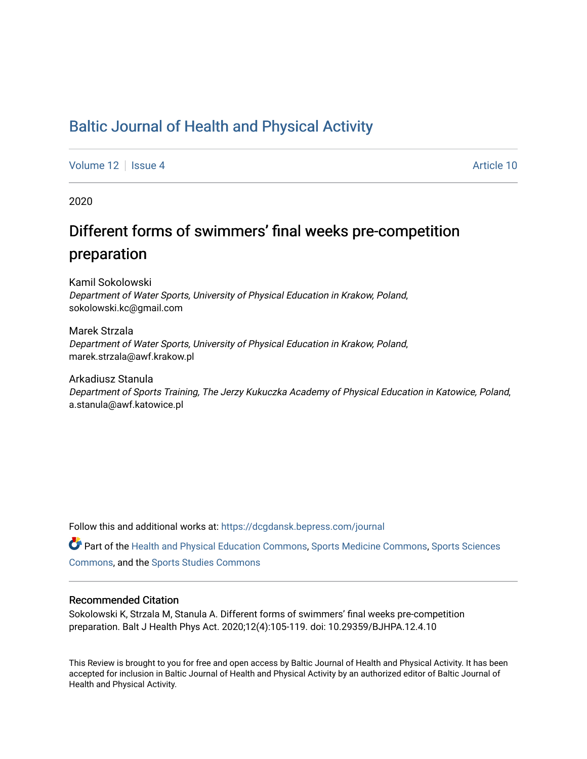# Baltic Journal of Health and Physical Activity

Volume 12 | Issue 4 | Article 10

2020

## Different forms of swimmers' final weeks pre-competition preparation

Kamil Sokolowski
*Department of Water Sports, University of Physical Education in Krakow, Poland*, sokolowski.kc@gmail.com

Marek Strzala
*Department of Water Sports, University of Physical Education in Krakow, Poland*, marek.strzala@awf.krakow.pl

Arkadiusz Stanula
*Department of Sports Training, The Jerzy Kukuczka Academy of Physical Education in Katowice, Poland*, a.stanula@awf.katowice.pl

Follow this and additional works at: https://dcgdansk.bepress.com/journal

Part of the Health and Physical Education Commons, Sports Medicine Commons, Sports Sciences Commons, and the Sports Studies Commons

### Recommended Citation

Sokolowski K, Strzala M, Stanula A. Different forms of swimmers' final weeks pre-competition preparation. Balt J Health Phys Act. 2020;12(4):105-119. doi: 10.29359/BJHPA.12.4.10

This Review is brought to you for free and open access by Baltic Journal of Health and Physical Activity. It has been accepted for inclusion in Baltic Journal of Health and Physical Activity by an authorized editor of Baltic Journal of Health and Physical Activity.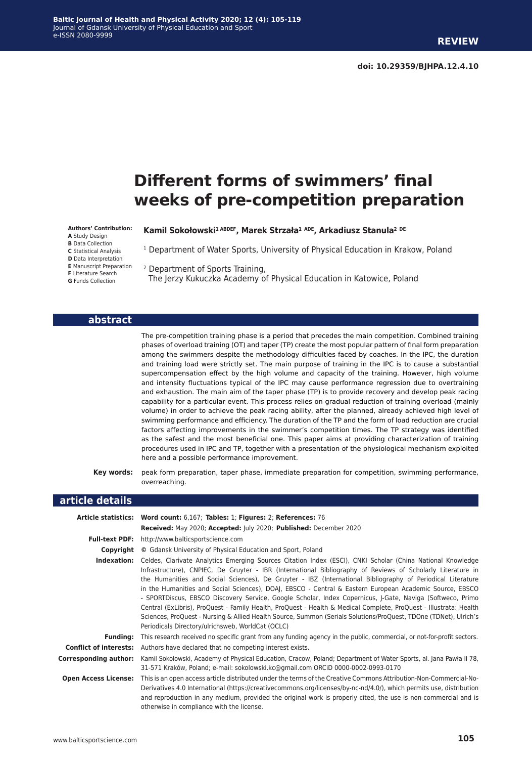# Different forms of swimmers' final weeks of pre-competition preparation

**Authors' Contribution:**
**A** Study Design
**B** Data Collection
**C** Statistical Analysis
**D** Data Interpretation
**E** Manuscript Preparation
**F** Literature Search
**G** Funds Collection

**Kamil Sokołowski[1 ABDEF], Marek Strzała[1 ADE], Arkadiusz Stanula[2 DE]**

[1] Department of Water Sports, University of Physical Education in Krakow, Poland

[2] Department of Sports Training, The Jerzy Kukuczka Academy of Physical Education in Katowice, Poland

## abstract

The pre-competition training phase is a period that precedes the main competition. Combined training phases of overload training (OT) and taper (TP) create the most popular pattern of final form preparation among the swimmers despite the methodology difficulties faced by coaches. In the IPC, the duration and training load were strictly set. The main purpose of training in the IPC is to cause a substantial supercompensation effect by the high volume and capacity of the training. However, high volume and intensity fluctuations typical of the IPC may cause performance regression due to overtraining and exhaustion. The main aim of the taper phase (TP) is to provide recovery and develop peak racing capability for a particular event. This process relies on gradual reduction of training overload (mainly volume) in order to achieve the peak racing ability, after the planned, already achieved high level of swimming performance and efficiency. The duration of the TP and the form of load reduction are crucial factors affecting improvements in the swimmer's competition times. The TP strategy was identified as the safest and the most beneficial one. This paper aims at providing characterization of training procedures used in IPC and TP, together with a presentation of the physiological mechanism exploited here and a possible performance improvement.

**Key words:** peak form preparation, taper phase, immediate preparation for competition, swimming performance, overreaching.

## article details

**Article statistics:** **Word count:** 6,167; **Tables:** 1; **Figures:** 2; **References:** 76
**Received:** May 2020; **Accepted:** July 2020; **Published:** December 2020

**Full-text PDF:** http://www.balticsportscience.com

**Copyright** © Gdansk University of Physical Education and Sport, Poland

**Indexation:** Celdes, Clarivate Analytics Emerging Sources Citation Index (ESCI), CNKI Scholar (China National Knowledge Infrastructure), CNPIEC, De Gruyter - IBR (International Bibliography of Reviews of Scholarly Literature in the Humanities and Social Sciences), De Gruyter - IBZ (International Bibliography of Periodical Literature in the Humanities and Social Sciences), DOAJ, EBSCO - Central & Eastern European Academic Source, EBSCO - SPORTDiscus, EBSCO Discovery Service, Google Scholar, Index Copernicus, J-Gate, Naviga (Softweco, Primo Central (ExLibris), ProQuest - Family Health, ProQuest - Health & Medical Complete, ProQuest - Illustrata: Health Sciences, ProQuest - Nursing & Allied Health Source, Summon (Serials Solutions/ProQuest, TDOne (TDNet), Ulrich's Periodicals Directory/ulrichsweb, WorldCat (OCLC)

**Funding:** This research received no specific grant from any funding agency in the public, commercial, or not-for-profit sectors.

**Conflict of interests:** Authors have declared that no competing interest exists.

**Corresponding author:** Kamil Sokolowski, Academy of Physical Education, Cracow, Poland; Department of Water Sports, al. Jana Pawła II 78, 31-571 Kraków, Poland; e-mail: sokolowski.kc@gmail.com ORCiD 0000-0002-0993-0170

**Open Access License:** This is an open access article distributed under the terms of the Creative Commons Attribution-Non-Commercial-No-Derivatives 4.0 International (https://creativecommons.org/licenses/by-nc-nd/4.0/), which permits use, distribution and reproduction in any medium, provided the original work is properly cited, the use is non-commercial and is otherwise in compliance with the license.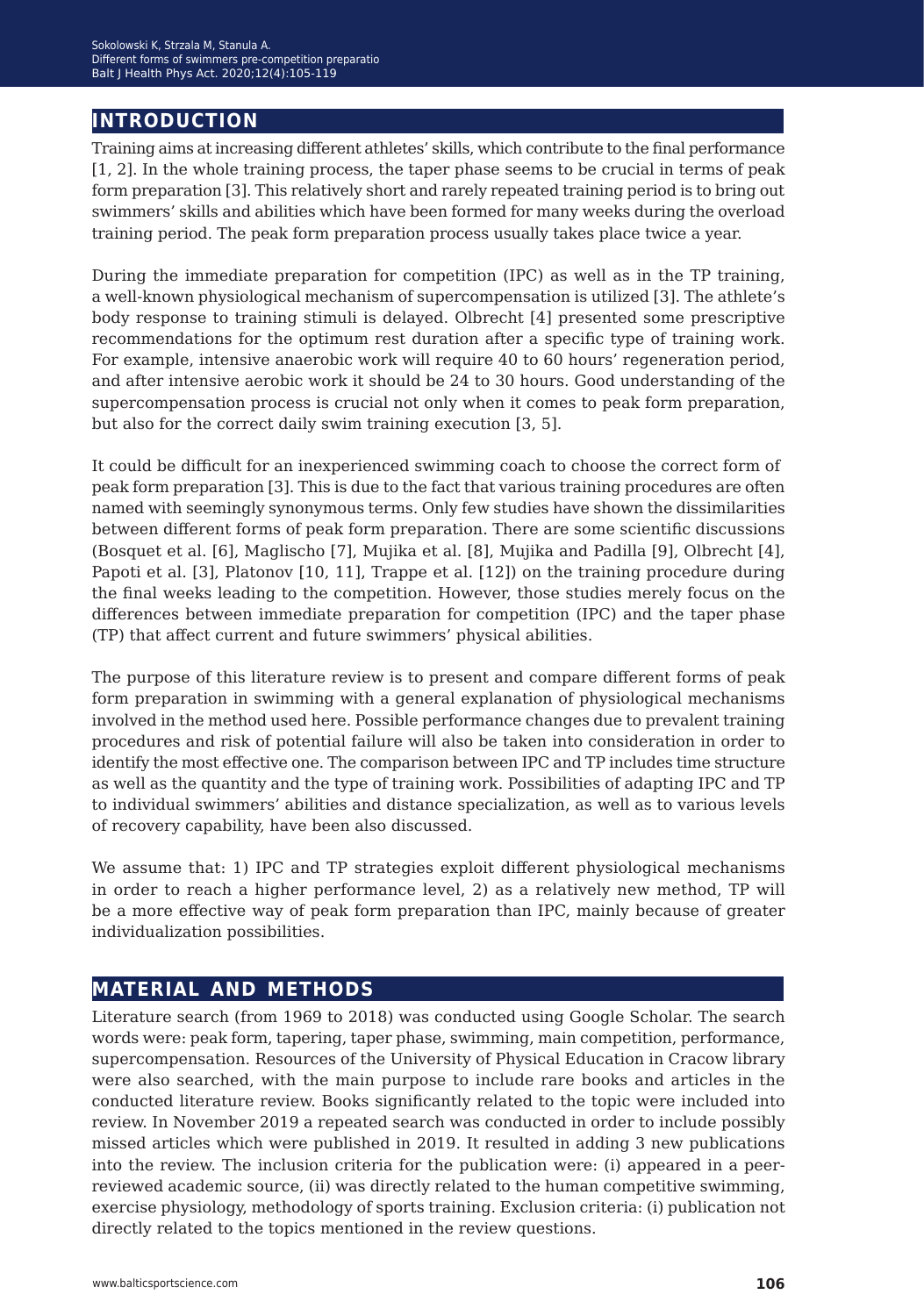## INTRODUCTION

Training aims at increasing different athletes' skills, which contribute to the final performance [1, 2]. In the whole training process, the taper phase seems to be crucial in terms of peak form preparation [3]. This relatively short and rarely repeated training period is to bring out swimmers' skills and abilities which have been formed for many weeks during the overload training period. The peak form preparation process usually takes place twice a year.

During the immediate preparation for competition (IPC) as well as in the TP training, a well-known physiological mechanism of supercompensation is utilized [3]. The athlete's body response to training stimuli is delayed. Olbrecht [4] presented some prescriptive recommendations for the optimum rest duration after a specific type of training work. For example, intensive anaerobic work will require 40 to 60 hours' regeneration period, and after intensive aerobic work it should be 24 to 30 hours. Good understanding of the supercompensation process is crucial not only when it comes to peak form preparation, but also for the correct daily swim training execution [3, 5].

It could be difficult for an inexperienced swimming coach to choose the correct form of peak form preparation [3]. This is due to the fact that various training procedures are often named with seemingly synonymous terms. Only few studies have shown the dissimilarities between different forms of peak form preparation. There are some scientific discussions (Bosquet et al. [6], Maglischo [7], Mujika et al. [8], Mujika and Padilla [9], Olbrecht [4], Papoti et al. [3], Platonov [10, 11], Trappe et al. [12]) on the training procedure during the final weeks leading to the competition. However, those studies merely focus on the differences between immediate preparation for competition (IPC) and the taper phase (TP) that affect current and future swimmers' physical abilities.

The purpose of this literature review is to present and compare different forms of peak form preparation in swimming with a general explanation of physiological mechanisms involved in the method used here. Possible performance changes due to prevalent training procedures and risk of potential failure will also be taken into consideration in order to identify the most effective one. The comparison between IPC and TP includes time structure as well as the quantity and the type of training work. Possibilities of adapting IPC and TP to individual swimmers' abilities and distance specialization, as well as to various levels of recovery capability, have been also discussed.

We assume that: 1) IPC and TP strategies exploit different physiological mechanisms in order to reach a higher performance level, 2) as a relatively new method, TP will be a more effective way of peak form preparation than IPC, mainly because of greater individualization possibilities.

## MATERIAL AND METHODS

Literature search (from 1969 to 2018) was conducted using Google Scholar. The search words were: peak form, tapering, taper phase, swimming, main competition, performance, supercompensation. Resources of the University of Physical Education in Cracow library were also searched, with the main purpose to include rare books and articles in the conducted literature review. Books significantly related to the topic were included into review. In November 2019 a repeated search was conducted in order to include possibly missed articles which were published in 2019. It resulted in adding 3 new publications into the review. The inclusion criteria for the publication were: (i) appeared in a peer-reviewed academic source, (ii) was directly related to the human competitive swimming, exercise physiology, methodology of sports training. Exclusion criteria: (i) publication not directly related to the topics mentioned in the review questions.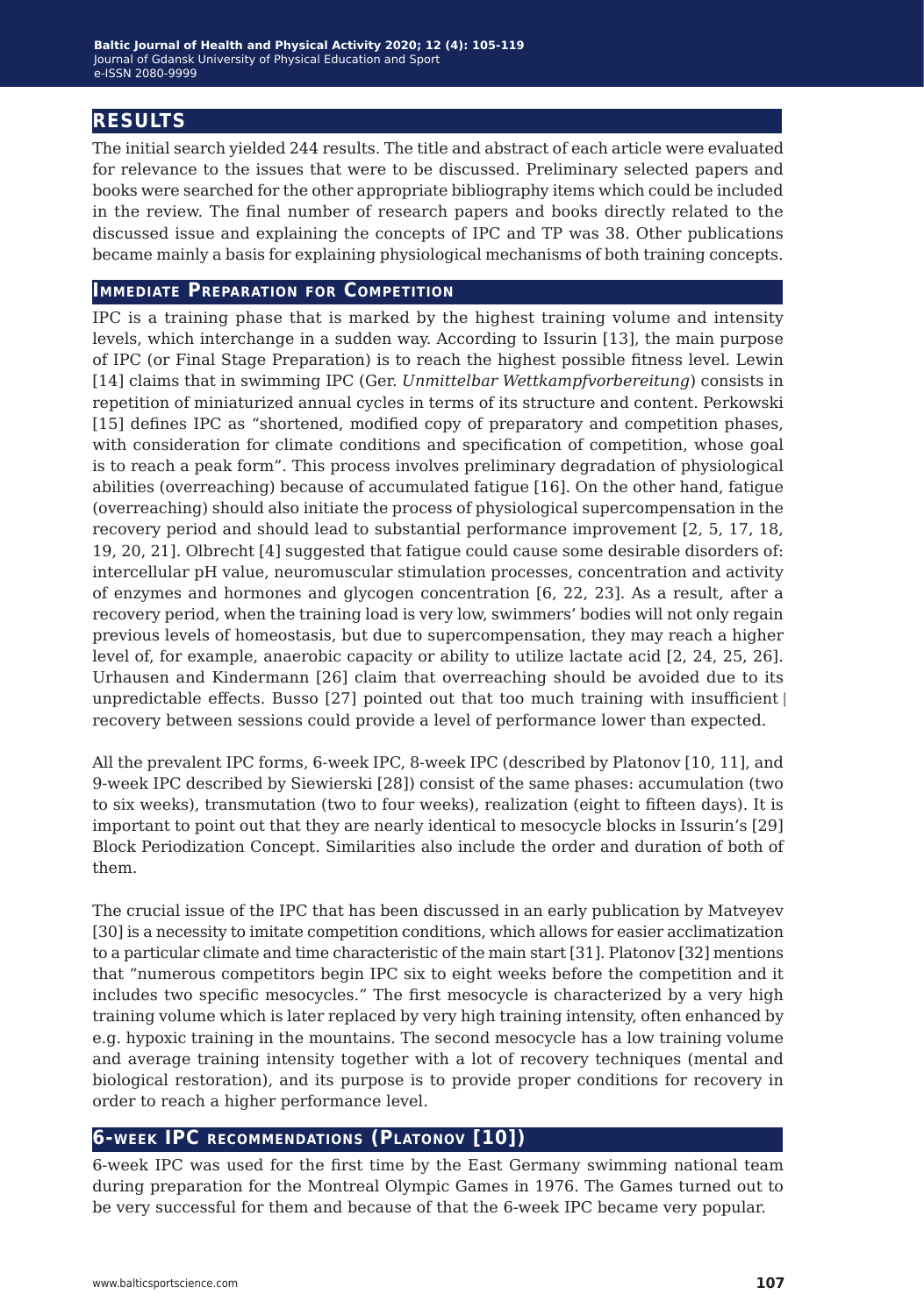## RESULTS

The initial search yielded 244 results. The title and abstract of each article were evaluated for relevance to the issues that were to be discussed. Preliminary selected papers and books were searched for the other appropriate bibliography items which could be included in the review. The final number of research papers and books directly related to the discussed issue and explaining the concepts of IPC and TP was 38. Other publications became mainly a basis for explaining physiological mechanisms of both training concepts.

### Immediate Preparation for Competition

IPC is a training phase that is marked by the highest training volume and intensity levels, which interchange in a sudden way. According to Issurin [13], the main purpose of IPC (or Final Stage Preparation) is to reach the highest possible fitness level. Lewin [14] claims that in swimming IPC (Ger. *Unmittelbar Wettkampfvorbereitung*) consists in repetition of miniaturized annual cycles in terms of its structure and content. Perkowski [15] defines IPC as "shortened, modified copy of preparatory and competition phases, with consideration for climate conditions and specification of competition, whose goal is to reach a peak form". This process involves preliminary degradation of physiological abilities (overreaching) because of accumulated fatigue [16]. On the other hand, fatigue (overreaching) should also initiate the process of physiological supercompensation in the recovery period and should lead to substantial performance improvement [2, 5, 17, 18, 19, 20, 21]. Olbrecht [4] suggested that fatigue could cause some desirable disorders of: intercellular pH value, neuromuscular stimulation processes, concentration and activity of enzymes and hormones and glycogen concentration [6, 22, 23]. As a result, after a recovery period, when the training load is very low, swimmers' bodies will not only regain previous levels of homeostasis, but due to supercompensation, they may reach a higher level of, for example, anaerobic capacity or ability to utilize lactate acid [2, 24, 25, 26]. Urhausen and Kindermann [26] claim that overreaching should be avoided due to its unpredictable effects. Busso [27] pointed out that too much training with insufficient recovery between sessions could provide a level of performance lower than expected.

All the prevalent IPC forms, 6-week IPC, 8-week IPC (described by Platonov [10, 11], and 9-week IPC described by Siewierski [28]) consist of the same phases: accumulation (two to six weeks), transmutation (two to four weeks), realization (eight to fifteen days). It is important to point out that they are nearly identical to mesocycle blocks in Issurin's [29] Block Periodization Concept. Similarities also include the order and duration of both of them.

The crucial issue of the IPC that has been discussed in an early publication by Matveyev [30] is a necessity to imitate competition conditions, which allows for easier acclimatization to a particular climate and time characteristic of the main start [31]. Platonov [32] mentions that "numerous competitors begin IPC six to eight weeks before the competition and it includes two specific mesocycles." The first mesocycle is characterized by a very high training volume which is later replaced by very high training intensity, often enhanced by e.g. hypoxic training in the mountains. The second mesocycle has a low training volume and average training intensity together with a lot of recovery techniques (mental and biological restoration), and its purpose is to provide proper conditions for recovery in order to reach a higher performance level.

### 6-week IPC recommendations (Platonov [10])

6-week IPC was used for the first time by the East Germany swimming national team during preparation for the Montreal Olympic Games in 1976. The Games turned out to be very successful for them and because of that the 6-week IPC became very popular.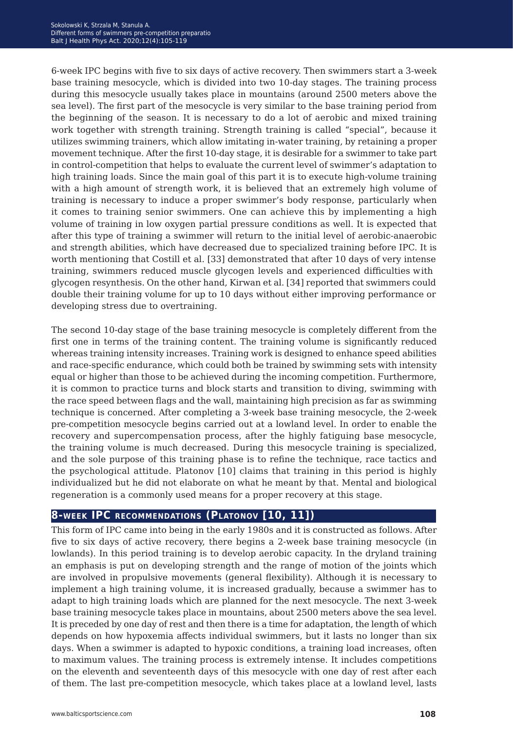6-week IPC begins with five to six days of active recovery. Then swimmers start a 3-week base training mesocycle, which is divided into two 10-day stages. The training process during this mesocycle usually takes place in mountains (around 2500 meters above the sea level). The first part of the mesocycle is very similar to the base training period from the beginning of the season. It is necessary to do a lot of aerobic and mixed training work together with strength training. Strength training is called "special", because it utilizes swimming trainers, which allow imitating in-water training, by retaining a proper movement technique. After the first 10-day stage, it is desirable for a swimmer to take part in control-competition that helps to evaluate the current level of swimmer's adaptation to high training loads. Since the main goal of this part it is to execute high-volume training with a high amount of strength work, it is believed that an extremely high volume of training is necessary to induce a proper swimmer's body response, particularly when it comes to training senior swimmers. One can achieve this by implementing a high volume of training in low oxygen partial pressure conditions as well. It is expected that after this type of training a swimmer will return to the initial level of aerobic-anaerobic and strength abilities, which have decreased due to specialized training before IPC. It is worth mentioning that Costill et al. [33] demonstrated that after 10 days of very intense training, swimmers reduced muscle glycogen levels and experienced difficulties with glycogen resynthesis. On the other hand, Kirwan et al. [34] reported that swimmers could double their training volume for up to 10 days without either improving performance or developing stress due to overtraining.

The second 10-day stage of the base training mesocycle is completely different from the first one in terms of the training content. The training volume is significantly reduced whereas training intensity increases. Training work is designed to enhance speed abilities and race-specific endurance, which could both be trained by swimming sets with intensity equal or higher than those to be achieved during the incoming competition. Furthermore, it is common to practice turns and block starts and transition to diving, swimming with the race speed between flags and the wall, maintaining high precision as far as swimming technique is concerned. After completing a 3-week base training mesocycle, the 2-week pre-competition mesocycle begins carried out at a lowland level. In order to enable the recovery and supercompensation process, after the highly fatiguing base mesocycle, the training volume is much decreased. During this mesocycle training is specialized, and the sole purpose of this training phase is to refine the technique, race tactics and the psychological attitude. Platonov [10] claims that training in this period is highly individualized but he did not elaborate on what he meant by that. Mental and biological regeneration is a commonly used means for a proper recovery at this stage.

## 8-week IPC recommendations (Platonov [10, 11])

This form of IPC came into being in the early 1980s and it is constructed as follows. After five to six days of active recovery, there begins a 2-week base training mesocycle (in lowlands). In this period training is to develop aerobic capacity. In the dryland training an emphasis is put on developing strength and the range of motion of the joints which are involved in propulsive movements (general flexibility). Although it is necessary to implement a high training volume, it is increased gradually, because a swimmer has to adapt to high training loads which are planned for the next mesocycle. The next 3-week base training mesocycle takes place in mountains, about 2500 meters above the sea level. It is preceded by one day of rest and then there is a time for adaptation, the length of which depends on how hypoxemia affects individual swimmers, but it lasts no longer than six days. When a swimmer is adapted to hypoxic conditions, a training load increases, often to maximum values. The training process is extremely intense. It includes competitions on the eleventh and seventeenth days of this mesocycle with one day of rest after each of them. The last pre-competition mesocycle, which takes place at a lowland level, lasts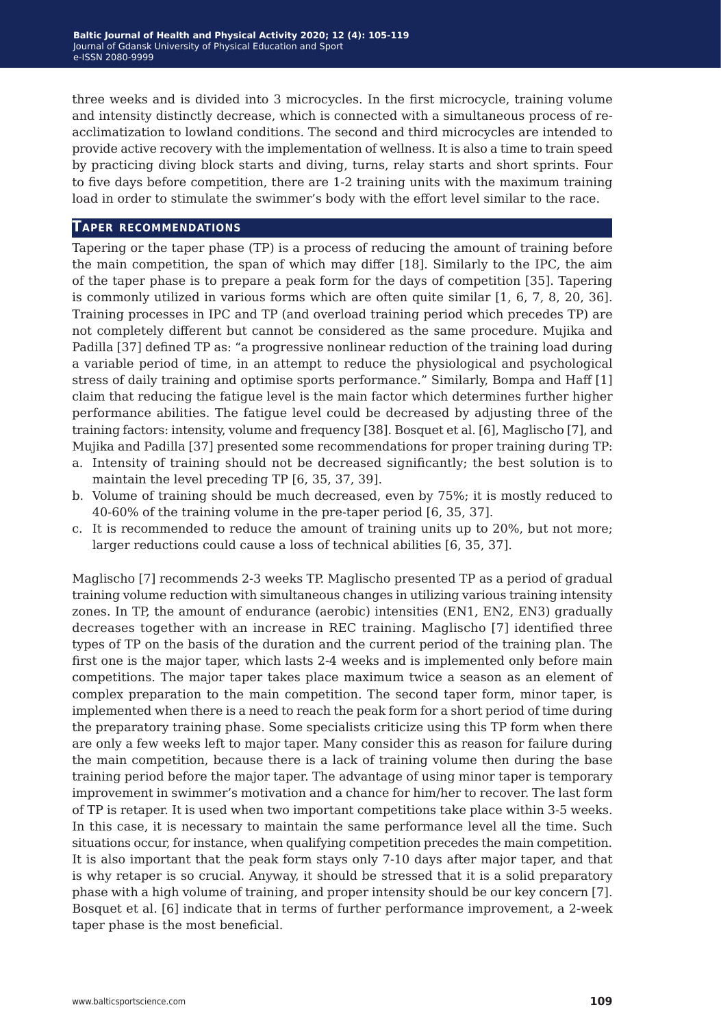three weeks and is divided into 3 microcycles. In the first microcycle, training volume and intensity distinctly decrease, which is connected with a simultaneous process of re-acclimatization to lowland conditions. The second and third microcycles are intended to provide active recovery with the implementation of wellness. It is also a time to train speed by practicing diving block starts and diving, turns, relay starts and short sprints. Four to five days before competition, there are 1-2 training units with the maximum training load in order to stimulate the swimmer's body with the effort level similar to the race.

## Taper recommendations

Tapering or the taper phase (TP) is a process of reducing the amount of training before the main competition, the span of which may differ [18]. Similarly to the IPC, the aim of the taper phase is to prepare a peak form for the days of competition [35]. Tapering is commonly utilized in various forms which are often quite similar [1, 6, 7, 8, 20, 36]. Training processes in IPC and TP (and overload training period which precedes TP) are not completely different but cannot be considered as the same procedure. Mujika and Padilla [37] defined TP as: "a progressive nonlinear reduction of the training load during a variable period of time, in an attempt to reduce the physiological and psychological stress of daily training and optimise sports performance." Similarly, Bompa and Haff [1] claim that reducing the fatigue level is the main factor which determines further higher performance abilities. The fatigue level could be decreased by adjusting three of the training factors: intensity, volume and frequency [38]. Bosquet et al. [6], Maglischo [7], and Mujika and Padilla [37] presented some recommendations for proper training during TP:

a. Intensity of training should not be decreased significantly; the best solution is to maintain the level preceding TP [6, 35, 37, 39].
b. Volume of training should be much decreased, even by 75%; it is mostly reduced to 40-60% of the training volume in the pre-taper period [6, 35, 37].
c. It is recommended to reduce the amount of training units up to 20%, but not more; larger reductions could cause a loss of technical abilities [6, 35, 37].

Maglischo [7] recommends 2-3 weeks TP. Maglischo presented TP as a period of gradual training volume reduction with simultaneous changes in utilizing various training intensity zones. In TP, the amount of endurance (aerobic) intensities (EN1, EN2, EN3) gradually decreases together with an increase in REC training. Maglischo [7] identified three types of TP on the basis of the duration and the current period of the training plan. The first one is the major taper, which lasts 2-4 weeks and is implemented only before main competitions. The major taper takes place maximum twice a season as an element of complex preparation to the main competition. The second taper form, minor taper, is implemented when there is a need to reach the peak form for a short period of time during the preparatory training phase. Some specialists criticize using this TP form when there are only a few weeks left to major taper. Many consider this as reason for failure during the main competition, because there is a lack of training volume then during the base training period before the major taper. The advantage of using minor taper is temporary improvement in swimmer's motivation and a chance for him/her to recover. The last form of TP is retaper. It is used when two important competitions take place within 3-5 weeks. In this case, it is necessary to maintain the same performance level all the time. Such situations occur, for instance, when qualifying competition precedes the main competition. It is also important that the peak form stays only 7-10 days after major taper, and that is why retaper is so crucial. Anyway, it should be stressed that it is a solid preparatory phase with a high volume of training, and proper intensity should be our key concern [7]. Bosquet et al. [6] indicate that in terms of further performance improvement, a 2-week taper phase is the most beneficial.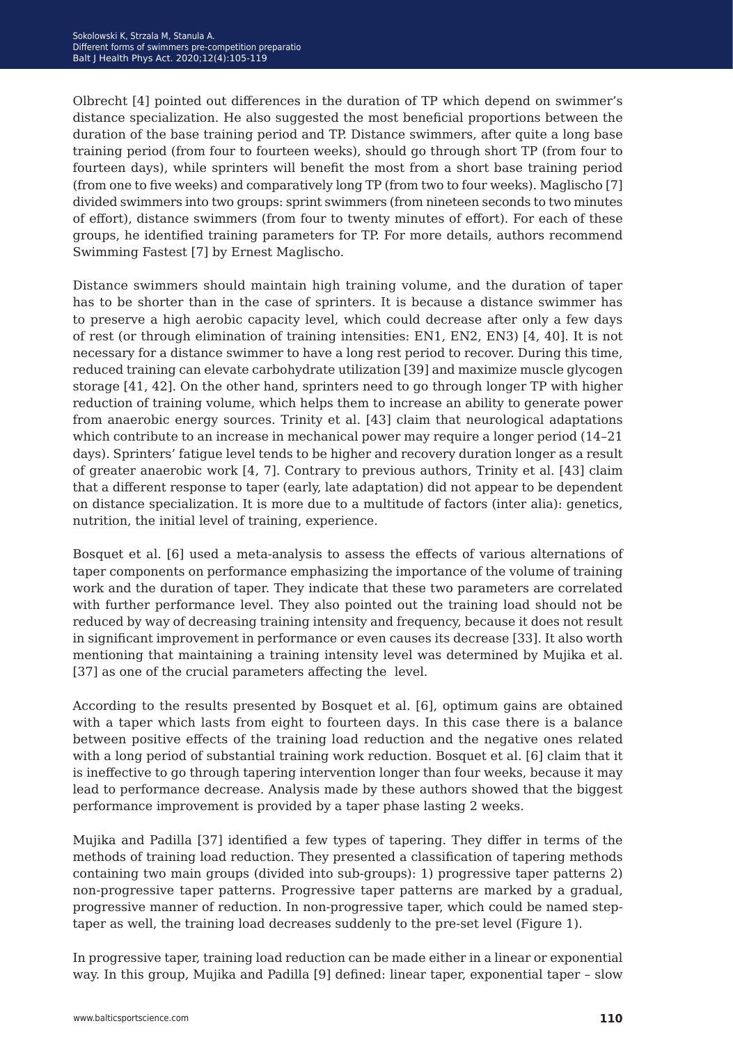Olbrecht [4] pointed out differences in the duration of TP which depend on swimmer's distance specialization. He also suggested the most beneficial proportions between the duration of the base training period and TP. Distance swimmers, after quite a long base training period (from four to fourteen weeks), should go through short TP (from four to fourteen days), while sprinters will benefit the most from a short base training period (from one to five weeks) and comparatively long TP (from two to four weeks). Maglischo [7] divided swimmers into two groups: sprint swimmers (from nineteen seconds to two minutes of effort), distance swimmers (from four to twenty minutes of effort). For each of these groups, he identified training parameters for TP. For more details, authors recommend Swimming Fastest [7] by Ernest Maglischo.

Distance swimmers should maintain high training volume, and the duration of taper has to be shorter than in the case of sprinters. It is because a distance swimmer has to preserve a high aerobic capacity level, which could decrease after only a few days of rest (or through elimination of training intensities: EN1, EN2, EN3) [4, 40]. It is not necessary for a distance swimmer to have a long rest period to recover. During this time, reduced training can elevate carbohydrate utilization [39] and maximize muscle glycogen storage [41, 42]. On the other hand, sprinters need to go through longer TP with higher reduction of training volume, which helps them to increase an ability to generate power from anaerobic energy sources. Trinity et al. [43] claim that neurological adaptations which contribute to an increase in mechanical power may require a longer period (14–21 days). Sprinters' fatigue level tends to be higher and recovery duration longer as a result of greater anaerobic work [4, 7]. Contrary to previous authors, Trinity et al. [43] claim that a different response to taper (early, late adaptation) did not appear to be dependent on distance specialization. It is more due to a multitude of factors (inter alia): genetics, nutrition, the initial level of training, experience.

Bosquet et al. [6] used a meta-analysis to assess the effects of various alternations of taper components on performance emphasizing the importance of the volume of training work and the duration of taper. They indicate that these two parameters are correlated with further performance level. They also pointed out the training load should not be reduced by way of decreasing training intensity and frequency, because it does not result in significant improvement in performance or even causes its decrease [33]. It also worth mentioning that maintaining a training intensity level was determined by Mujika et al. [37] as one of the crucial parameters affecting the  level.

According to the results presented by Bosquet et al. [6], optimum gains are obtained with a taper which lasts from eight to fourteen days. In this case there is a balance between positive effects of the training load reduction and the negative ones related with a long period of substantial training work reduction. Bosquet et al. [6] claim that it is ineffective to go through tapering intervention longer than four weeks, because it may lead to performance decrease. Analysis made by these authors showed that the biggest performance improvement is provided by a taper phase lasting 2 weeks.

Mujika and Padilla [37] identified a few types of tapering. They differ in terms of the methods of training load reduction. They presented a classification of tapering methods containing two main groups (divided into sub-groups): 1) progressive taper patterns 2) non-progressive taper patterns. Progressive taper patterns are marked by a gradual, progressive manner of reduction. In non-progressive taper, which could be named step-taper as well, the training load decreases suddenly to the pre-set level (Figure 1).

In progressive taper, training load reduction can be made either in a linear or exponential way. In this group, Mujika and Padilla [9] defined: linear taper, exponential taper – slow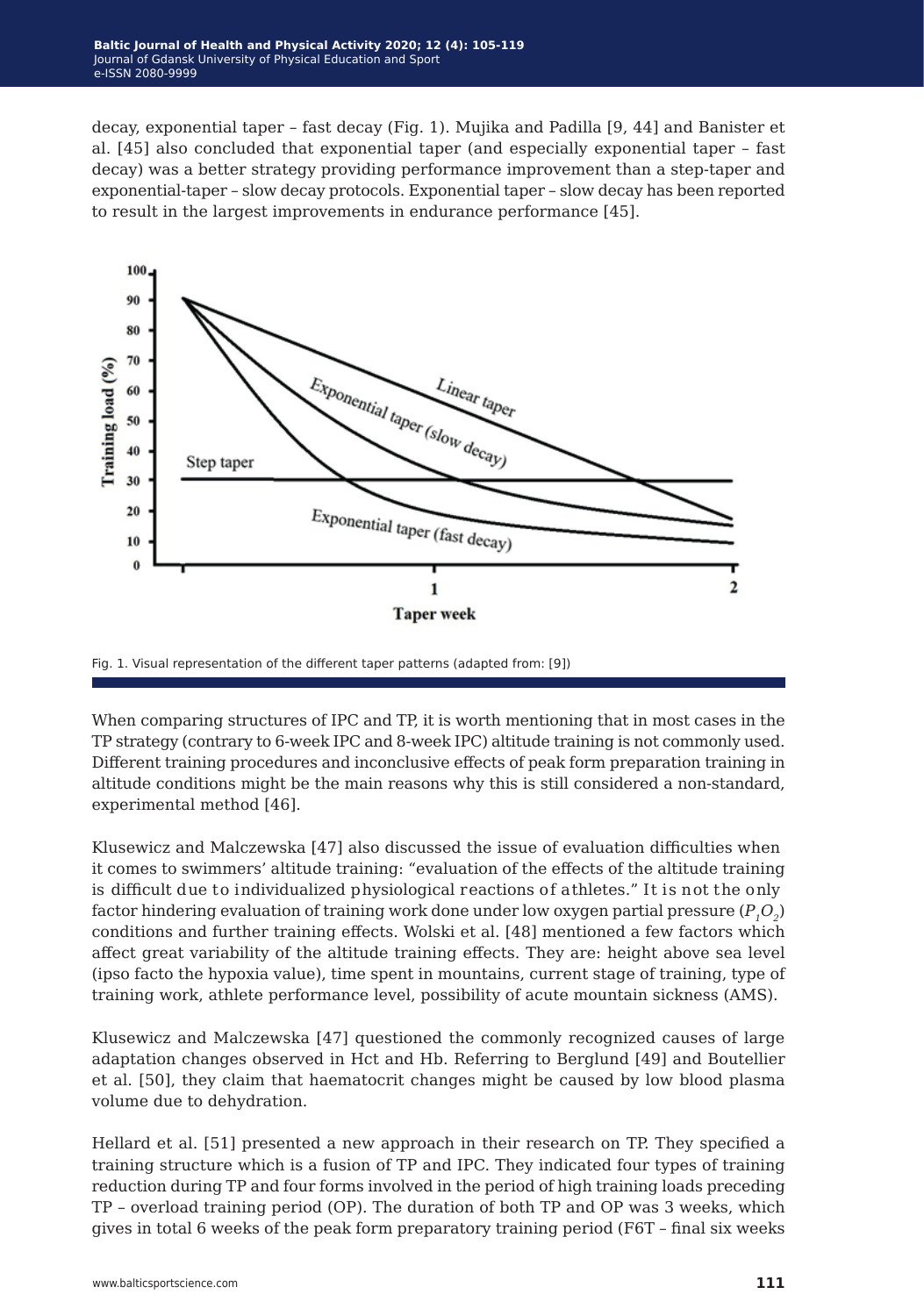decay, exponential taper – fast decay (Fig. 1). Mujika and Padilla [9, 44] and Banister et al. [45] also concluded that exponential taper (and especially exponential taper – fast decay) was a better strategy providing performance improvement than a step-taper and exponential-taper – slow decay protocols. Exponential taper – slow decay has been reported to result in the largest improvements in endurance performance [45].

Fig. 1. Visual representation of the different taper patterns (adapted from: [9])

When comparing structures of IPC and TP, it is worth mentioning that in most cases in the TP strategy (contrary to 6-week IPC and 8-week IPC) altitude training is not commonly used. Different training procedures and inconclusive effects of peak form preparation training in altitude conditions might be the main reasons why this is still considered a non-standard, experimental method [46].

Klusewicz and Malczewska [47] also discussed the issue of evaluation difficulties when it comes to swimmers' altitude training: "evaluation of the effects of the altitude training is difficult due to individualized physiological reactions of athletes." It is not the only factor hindering evaluation of training work done under low oxygen partial pressure ($P_1O_2$) conditions and further training effects. Wolski et al. [48] mentioned a few factors which affect great variability of the altitude training effects. They are: height above sea level (ipso facto the hypoxia value), time spent in mountains, current stage of training, type of training work, athlete performance level, possibility of acute mountain sickness (AMS).

Klusewicz and Malczewska [47] questioned the commonly recognized causes of large adaptation changes observed in Hct and Hb. Referring to Berglund [49] and Boutellier et al. [50], they claim that haematocrit changes might be caused by low blood plasma volume due to dehydration.

Hellard et al. [51] presented a new approach in their research on TP. They specified a training structure which is a fusion of TP and IPC. They indicated four types of training reduction during TP and four forms involved in the period of high training loads preceding TP – overload training period (OP). The duration of both TP and OP was 3 weeks, which gives in total 6 weeks of the peak form preparatory training period (F6T – final six weeks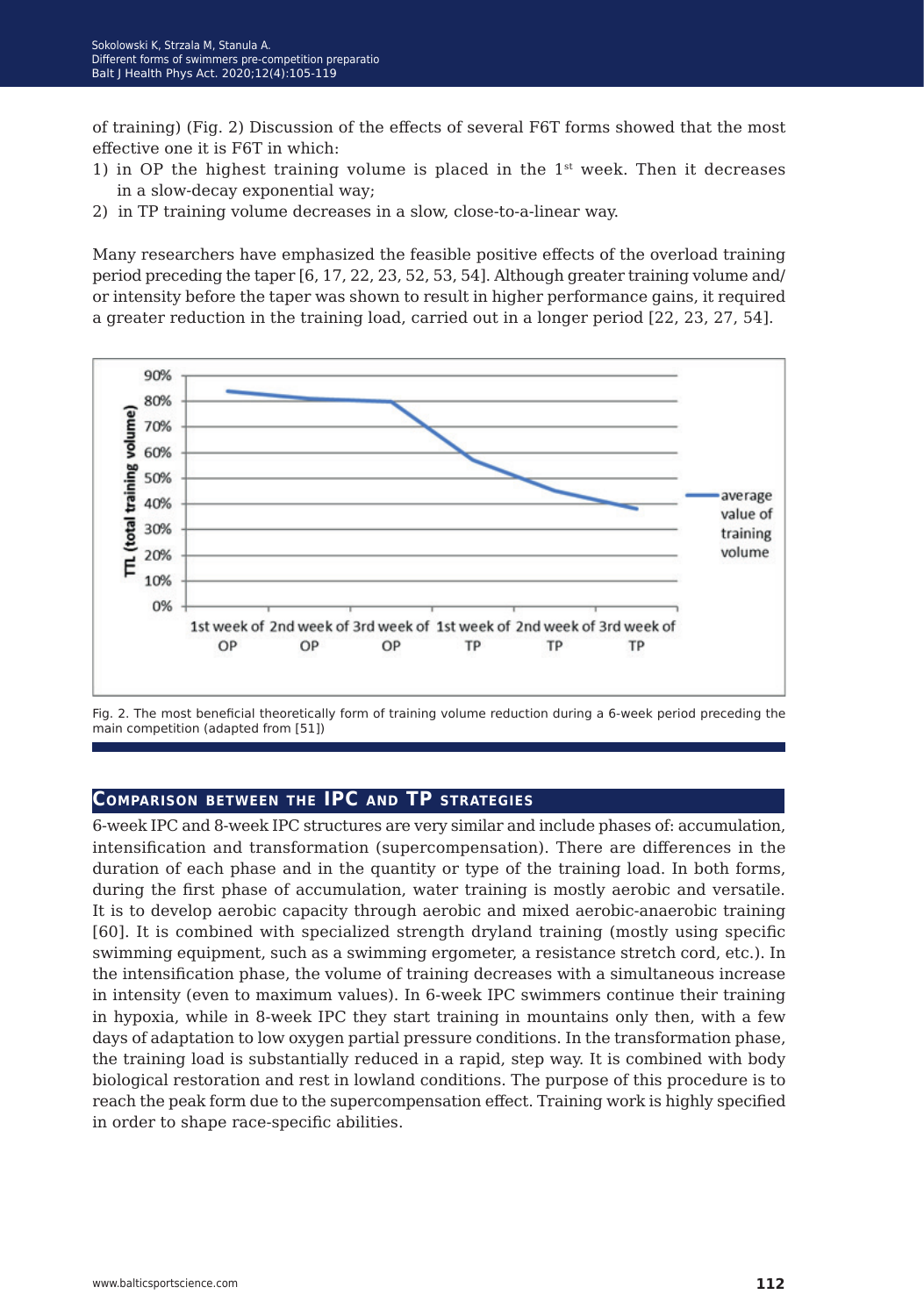of training) (Fig. 2) Discussion of the effects of several F6T forms showed that the most effective one it is F6T in which:

1) in OP the highest training volume is placed in the 1st week. Then it decreases in a slow-decay exponential way;
2) in TP training volume decreases in a slow, close-to-a-linear way.

Many researchers have emphasized the feasible positive effects of the overload training period preceding the taper [6, 17, 22, 23, 52, 53, 54]. Although greater training volume and/or intensity before the taper was shown to result in higher performance gains, it required a greater reduction in the training load, carried out in a longer period [22, 23, 27, 54].

Fig. 2. The most beneficial theoretically form of training volume reduction during a 6-week period preceding the main competition (adapted from [51])

## Comparison between the IPC and TP strategies

6-week IPC and 8-week IPC structures are very similar and include phases of: accumulation, intensification and transformation (supercompensation). There are differences in the duration of each phase and in the quantity or type of the training load. In both forms, during the first phase of accumulation, water training is mostly aerobic and versatile. It is to develop aerobic capacity through aerobic and mixed aerobic-anaerobic training [60]. It is combined with specialized strength dryland training (mostly using specific swimming equipment, such as a swimming ergometer, a resistance stretch cord, etc.). In the intensification phase, the volume of training decreases with a simultaneous increase in intensity (even to maximum values). In 6-week IPC swimmers continue their training in hypoxia, while in 8-week IPC they start training in mountains only then, with a few days of adaptation to low oxygen partial pressure conditions. In the transformation phase, the training load is substantially reduced in a rapid, step way. It is combined with body biological restoration and rest in lowland conditions. The purpose of this procedure is to reach the peak form due to the supercompensation effect. Training work is highly specified in order to shape race-specific abilities.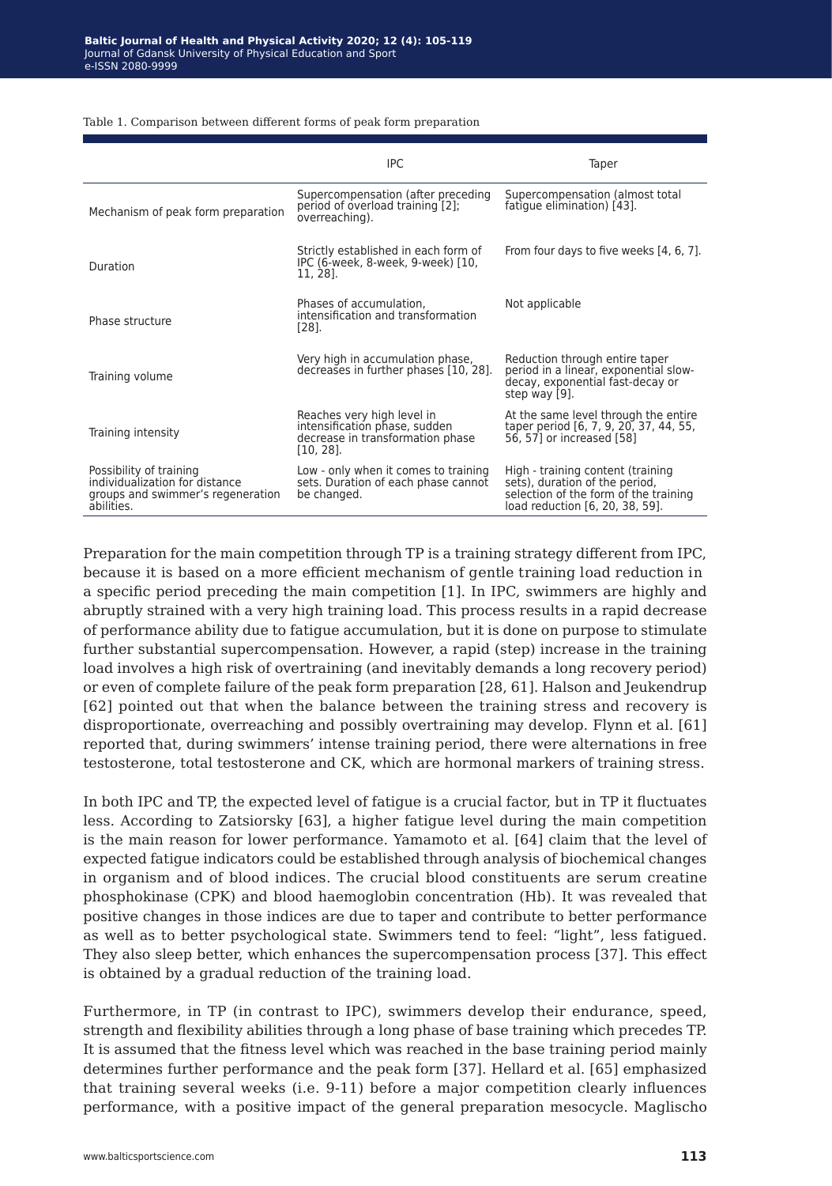Table 1. Comparison between different forms of peak form preparation

| | IPC | Taper |
|---|---|---|
| Mechanism of peak form preparation | Supercompensation (after preceding period of overload training [2]; overreaching). | Supercompensation (almost total fatigue elimination) [43]. |
| Duration | Strictly established in each form of IPC (6-week, 8-week, 9-week) [10, 11, 28]. | From four days to five weeks [4, 6, 7]. |
| Phase structure | Phases of accumulation, intensification and transformation [28]. | Not applicable |
| Training volume | Very high in accumulation phase, decreases in further phases [10, 28]. | Reduction through entire taper period in a linear, exponential slow-decay, exponential fast-decay or step way [9]. |
| Training intensity | Reaches very high level in intensification phase, sudden decrease in transformation phase [10, 28]. | At the same level through the entire taper period [6, 7, 9, 20, 37, 44, 55, 56, 57] or increased [58] |
| Possibility of training individualization for distance groups and swimmer's regeneration abilities. | Low - only when it comes to training sets. Duration of each phase cannot be changed. | High - training content (training sets), duration of the period, selection of the form of the training load reduction [6, 20, 38, 59]. |

Preparation for the main competition through TP is a training strategy different from IPC, because it is based on a more efficient mechanism of gentle training load reduction in a specific period preceding the main competition [1]. In IPC, swimmers are highly and abruptly strained with a very high training load. This process results in a rapid decrease of performance ability due to fatigue accumulation, but it is done on purpose to stimulate further substantial supercompensation. However, a rapid (step) increase in the training load involves a high risk of overtraining (and inevitably demands a long recovery period) or even of complete failure of the peak form preparation [28, 61]. Halson and Jeukendrup [62] pointed out that when the balance between the training stress and recovery is disproportionate, overreaching and possibly overtraining may develop. Flynn et al. [61] reported that, during swimmers' intense training period, there were alternations in free testosterone, total testosterone and CK, which are hormonal markers of training stress.

In both IPC and TP, the expected level of fatigue is a crucial factor, but in TP it fluctuates less. According to Zatsiorsky [63], a higher fatigue level during the main competition is the main reason for lower performance. Yamamoto et al. [64] claim that the level of expected fatigue indicators could be established through analysis of biochemical changes in organism and of blood indices. The crucial blood constituents are serum creatine phosphokinase (CPK) and blood haemoglobin concentration (Hb). It was revealed that positive changes in those indices are due to taper and contribute to better performance as well as to better psychological state. Swimmers tend to feel: "light", less fatigued. They also sleep better, which enhances the supercompensation process [37]. This effect is obtained by a gradual reduction of the training load.

Furthermore, in TP (in contrast to IPC), swimmers develop their endurance, speed, strength and flexibility abilities through a long phase of base training which precedes TP. It is assumed that the fitness level which was reached in the base training period mainly determines further performance and the peak form [37]. Hellard et al. [65] emphasized that training several weeks (i.e. 9-11) before a major competition clearly influences performance, with a positive impact of the general preparation mesocycle. Maglischo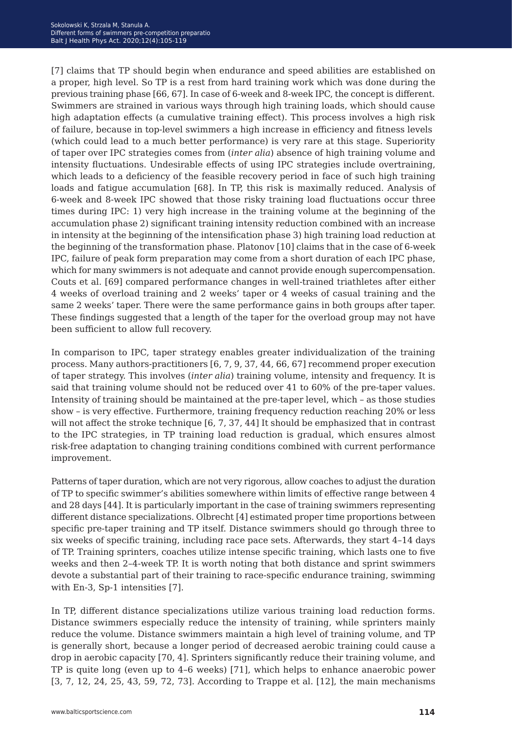[7] claims that TP should begin when endurance and speed abilities are established on a proper, high level. So TP is a rest from hard training work which was done during the previous training phase [66, 67]. In case of 6-week and 8-week IPC, the concept is different. Swimmers are strained in various ways through high training loads, which should cause high adaptation effects (a cumulative training effect). This process involves a high risk of failure, because in top-level swimmers a high increase in efficiency and fitness levels (which could lead to a much better performance) is very rare at this stage. Superiority of taper over IPC strategies comes from (*inter alia*) absence of high training volume and intensity fluctuations. Undesirable effects of using IPC strategies include overtraining, which leads to a deficiency of the feasible recovery period in face of such high training loads and fatigue accumulation [68]. In TP, this risk is maximally reduced. Analysis of 6-week and 8-week IPC showed that those risky training load fluctuations occur three times during IPC: 1) very high increase in the training volume at the beginning of the accumulation phase 2) significant training intensity reduction combined with an increase in intensity at the beginning of the intensification phase 3) high training load reduction at the beginning of the transformation phase. Platonov [10] claims that in the case of 6-week IPC, failure of peak form preparation may come from a short duration of each IPC phase, which for many swimmers is not adequate and cannot provide enough supercompensation. Couts et al. [69] compared performance changes in well-trained triathletes after either 4 weeks of overload training and 2 weeks' taper or 4 weeks of casual training and the same 2 weeks' taper. There were the same performance gains in both groups after taper. These findings suggested that a length of the taper for the overload group may not have been sufficient to allow full recovery.

In comparison to IPC, taper strategy enables greater individualization of the training process. Many authors-practitioners [6, 7, 9, 37, 44, 66, 67] recommend proper execution of taper strategy. This involves (*inter alia*) training volume, intensity and frequency. It is said that training volume should not be reduced over 41 to 60% of the pre-taper values. Intensity of training should be maintained at the pre-taper level, which – as those studies show – is very effective. Furthermore, training frequency reduction reaching 20% or less will not affect the stroke technique [6, 7, 37, 44] It should be emphasized that in contrast to the IPC strategies, in TP training load reduction is gradual, which ensures almost risk-free adaptation to changing training conditions combined with current performance improvement.

Patterns of taper duration, which are not very rigorous, allow coaches to adjust the duration of TP to specific swimmer's abilities somewhere within limits of effective range between 4 and 28 days [44]. It is particularly important in the case of training swimmers representing different distance specializations. Olbrecht [4] estimated proper time proportions between specific pre-taper training and TP itself. Distance swimmers should go through three to six weeks of specific training, including race pace sets. Afterwards, they start 4–14 days of TP. Training sprinters, coaches utilize intense specific training, which lasts one to five weeks and then 2–4-week TP. It is worth noting that both distance and sprint swimmers devote a substantial part of their training to race-specific endurance training, swimming with En-3, Sp-1 intensities [7].

In TP, different distance specializations utilize various training load reduction forms. Distance swimmers especially reduce the intensity of training, while sprinters mainly reduce the volume. Distance swimmers maintain a high level of training volume, and TP is generally short, because a longer period of decreased aerobic training could cause a drop in aerobic capacity [70, 4]. Sprinters significantly reduce their training volume, and TP is quite long (even up to 4–6 weeks) [71], which helps to enhance anaerobic power [3, 7, 12, 24, 25, 43, 59, 72, 73]. According to Trappe et al. [12], the main mechanisms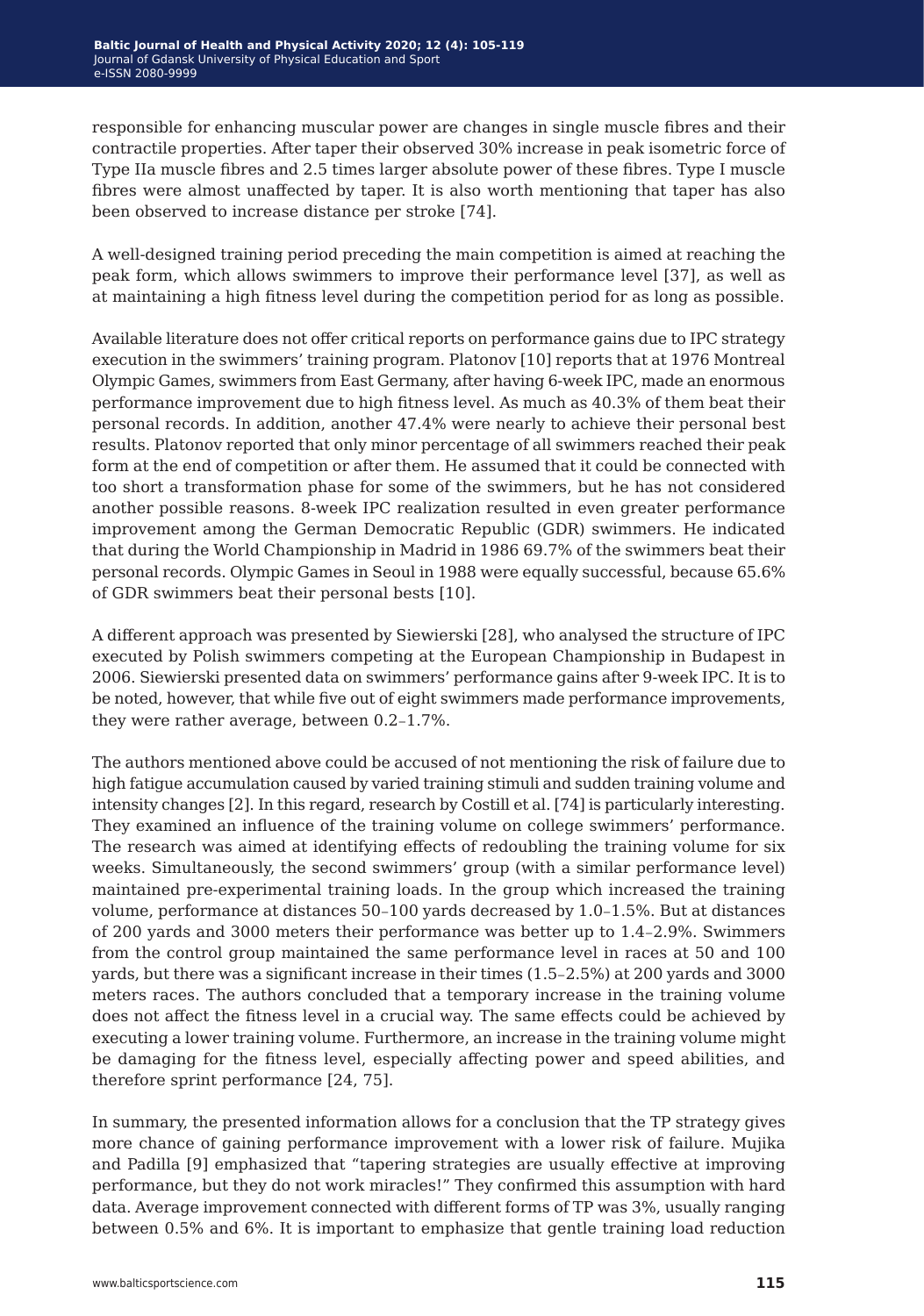responsible for enhancing muscular power are changes in single muscle fibres and their contractile properties. After taper their observed 30% increase in peak isometric force of Type IIa muscle fibres and 2.5 times larger absolute power of these fibres. Type I muscle fibres were almost unaffected by taper. It is also worth mentioning that taper has also been observed to increase distance per stroke [74].

A well-designed training period preceding the main competition is aimed at reaching the peak form, which allows swimmers to improve their performance level [37], as well as at maintaining a high fitness level during the competition period for as long as possible.

Available literature does not offer critical reports on performance gains due to IPC strategy execution in the swimmers' training program. Platonov [10] reports that at 1976 Montreal Olympic Games, swimmers from East Germany, after having 6-week IPC, made an enormous performance improvement due to high fitness level. As much as 40.3% of them beat their personal records. In addition, another 47.4% were nearly to achieve their personal best results. Platonov reported that only minor percentage of all swimmers reached their peak form at the end of competition or after them. He assumed that it could be connected with too short a transformation phase for some of the swimmers, but he has not considered another possible reasons. 8-week IPC realization resulted in even greater performance improvement among the German Democratic Republic (GDR) swimmers. He indicated that during the World Championship in Madrid in 1986 69.7% of the swimmers beat their personal records. Olympic Games in Seoul in 1988 were equally successful, because 65.6% of GDR swimmers beat their personal bests [10].

A different approach was presented by Siewierski [28], who analysed the structure of IPC executed by Polish swimmers competing at the European Championship in Budapest in 2006. Siewierski presented data on swimmers' performance gains after 9-week IPC. It is to be noted, however, that while five out of eight swimmers made performance improvements, they were rather average, between 0.2–1.7%.

The authors mentioned above could be accused of not mentioning the risk of failure due to high fatigue accumulation caused by varied training stimuli and sudden training volume and intensity changes [2]. In this regard, research by Costill et al. [74] is particularly interesting. They examined an influence of the training volume on college swimmers' performance. The research was aimed at identifying effects of redoubling the training volume for six weeks. Simultaneously, the second swimmers' group (with a similar performance level) maintained pre-experimental training loads. In the group which increased the training volume, performance at distances 50–100 yards decreased by 1.0–1.5%. But at distances of 200 yards and 3000 meters their performance was better up to 1.4–2.9%. Swimmers from the control group maintained the same performance level in races at 50 and 100 yards, but there was a significant increase in their times (1.5–2.5%) at 200 yards and 3000 meters races. The authors concluded that a temporary increase in the training volume does not affect the fitness level in a crucial way. The same effects could be achieved by executing a lower training volume. Furthermore, an increase in the training volume might be damaging for the fitness level, especially affecting power and speed abilities, and therefore sprint performance [24, 75].

In summary, the presented information allows for a conclusion that the TP strategy gives more chance of gaining performance improvement with a lower risk of failure. Mujika and Padilla [9] emphasized that "tapering strategies are usually effective at improving performance, but they do not work miracles!" They confirmed this assumption with hard data. Average improvement connected with different forms of TP was 3%, usually ranging between 0.5% and 6%. It is important to emphasize that gentle training load reduction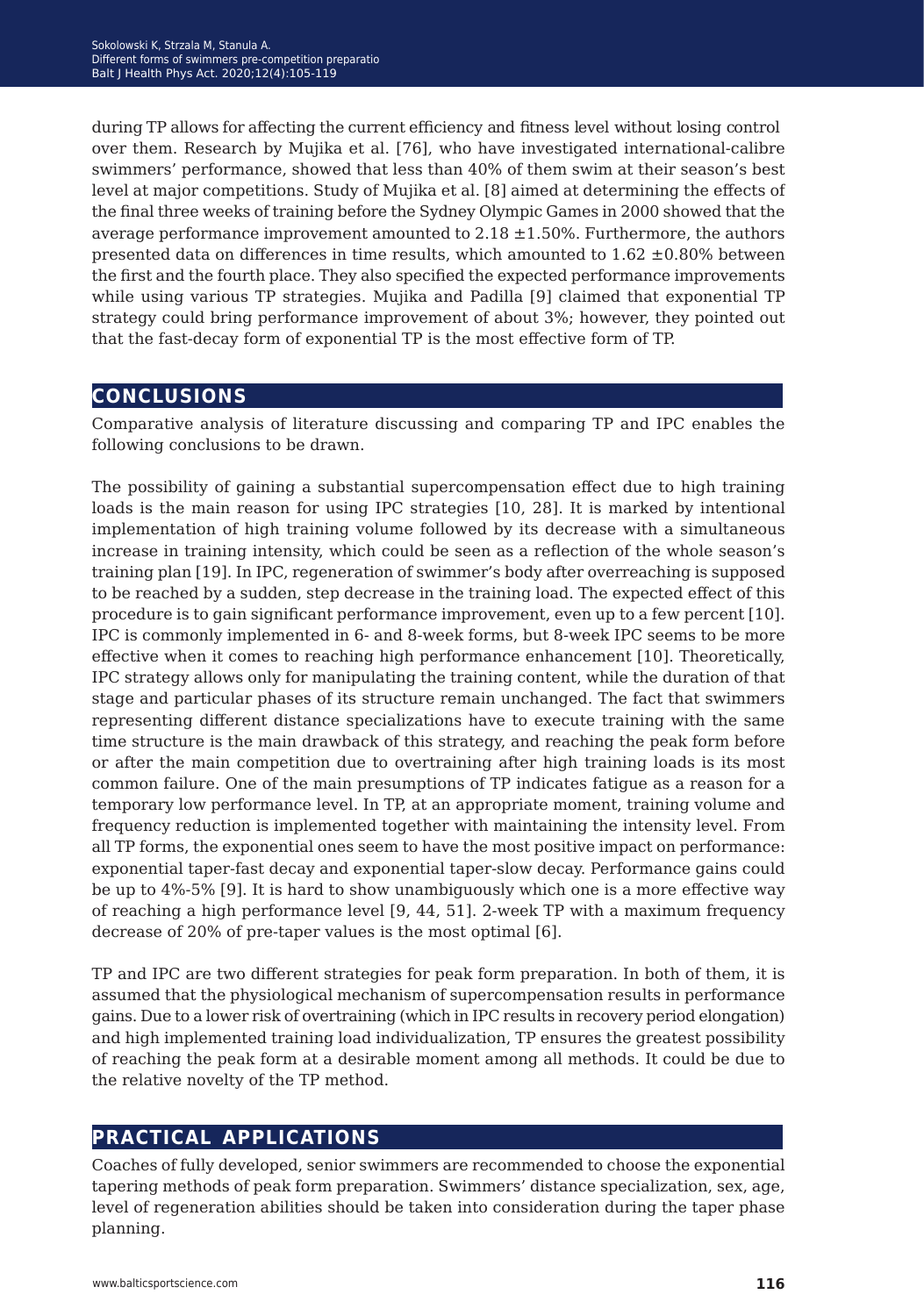during TP allows for affecting the current efficiency and fitness level without losing control over them. Research by Mujika et al. [76], who have investigated international-calibre swimmers' performance, showed that less than 40% of them swim at their season's best level at major competitions. Study of Mujika et al. [8] aimed at determining the effects of the final three weeks of training before the Sydney Olympic Games in 2000 showed that the average performance improvement amounted to 2.18 ±1.50%. Furthermore, the authors presented data on differences in time results, which amounted to 1.62 ±0.80% between the first and the fourth place. They also specified the expected performance improvements while using various TP strategies. Mujika and Padilla [9] claimed that exponential TP strategy could bring performance improvement of about 3%; however, they pointed out that the fast-decay form of exponential TP is the most effective form of TP.

## CONCLUSIONS

Comparative analysis of literature discussing and comparing TP and IPC enables the following conclusions to be drawn.

The possibility of gaining a substantial supercompensation effect due to high training loads is the main reason for using IPC strategies [10, 28]. It is marked by intentional implementation of high training volume followed by its decrease with a simultaneous increase in training intensity, which could be seen as a reflection of the whole season's training plan [19]. In IPC, regeneration of swimmer's body after overreaching is supposed to be reached by a sudden, step decrease in the training load. The expected effect of this procedure is to gain significant performance improvement, even up to a few percent [10]. IPC is commonly implemented in 6- and 8-week forms, but 8-week IPC seems to be more effective when it comes to reaching high performance enhancement [10]. Theoretically, IPC strategy allows only for manipulating the training content, while the duration of that stage and particular phases of its structure remain unchanged. The fact that swimmers representing different distance specializations have to execute training with the same time structure is the main drawback of this strategy, and reaching the peak form before or after the main competition due to overtraining after high training loads is its most common failure. One of the main presumptions of TP indicates fatigue as a reason for a temporary low performance level. In TP, at an appropriate moment, training volume and frequency reduction is implemented together with maintaining the intensity level. From all TP forms, the exponential ones seem to have the most positive impact on performance: exponential taper-fast decay and exponential taper-slow decay. Performance gains could be up to 4%-5% [9]. It is hard to show unambiguously which one is a more effective way of reaching a high performance level [9, 44, 51]. 2-week TP with a maximum frequency decrease of 20% of pre-taper values is the most optimal [6].

TP and IPC are two different strategies for peak form preparation. In both of them, it is assumed that the physiological mechanism of supercompensation results in performance gains. Due to a lower risk of overtraining (which in IPC results in recovery period elongation) and high implemented training load individualization, TP ensures the greatest possibility of reaching the peak form at a desirable moment among all methods. It could be due to the relative novelty of the TP method.

## PRACTICAL APPLICATIONS

Coaches of fully developed, senior swimmers are recommended to choose the exponential tapering methods of peak form preparation. Swimmers' distance specialization, sex, age, level of regeneration abilities should be taken into consideration during the taper phase planning.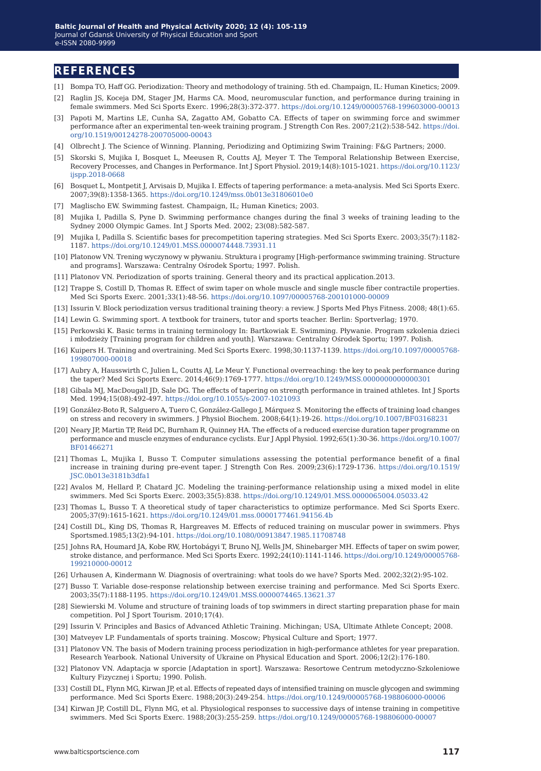## REFERENCES

[1] Bompa TO, Haff GG. Periodization: Theory and methodology of training. 5th ed. Champaign, IL: Human Kinetics; 2009.

[2] Raglin JS, Koceja DM, Stager JM, Harms CA. Mood, neuromuscular function, and performance during training in female swimmers. Med Sci Sports Exerc. 1996;28(3):372-377. https://doi.org/10.1249/00005768-199603000-00013

[3] Papoti M, Martins LE, Cunha SA, Zagatto AM, Gobatto CA. Effects of taper on swimming force and swimmer performance after an experimental ten-week training program. J Strength Con Res. 2007;21(2):538-542. https://doi.org/10.1519/00124278-200705000-00043

[4] Olbrecht J. The Science of Winning. Planning, Periodizing and Optimizing Swim Training: F&G Partners; 2000.

[5] Skorski S, Mujika I, Bosquet L, Meeusen R, Coutts AJ, Meyer T. The Temporal Relationship Between Exercise, Recovery Processes, and Changes in Performance. Int J Sport Physiol. 2019;14(8):1015-1021. https://doi.org/10.1123/ijspp.2018-0668

[6] Bosquet L, Montpetit J, Arvisais D, Mujika I. Effects of tapering performance: a meta-analysis. Med Sci Sports Exerc. 2007;39(8):1358-1365. https://doi.org/10.1249/mss.0b013e31806010e0

[7] Maglischo EW. Swimming fastest. Champaign, IL; Human Kinetics; 2003.

[8] Mujika I, Padilla S, Pyne D. Swimming performance changes during the final 3 weeks of training leading to the Sydney 2000 Olympic Games. Int J Sports Med. 2002; 23(08):582-587.

[9] Mujika I, Padilla S. Scientific bases for precompetition tapering strategies. Med Sci Sports Exerc. 2003;35(7):1182-1187. https://doi.org/10.1249/01.MSS.0000074448.73931.11

[10] Platonow VN. Trening wyczynowy w pływaniu. Struktura i programy [High-performance swimming training. Structure and programs]. Warszawa: Centralny Ośrodek Sportu; 1997. Polish.

[11] Platonov VN. Periodization of sports training. General theory and its practical application.2013.

[12] Trappe S, Costill D, Thomas R. Effect of swim taper on whole muscle and single muscle fiber contractile properties. Med Sci Sports Exerc. 2001;33(1):48-56. https://doi.org/10.1097/00005768-200101000-00009

[13] Issurin V. Block periodization versus traditional training theory: a review. J Sports Med Phys Fitness. 2008; 48(1):65.

[14] Lewin G. Swimming sport. A textbook for trainers, tutor and sports teacher. Berlin: Sportverlag; 1970.

[15] Perkowski K. Basic terms in training terminology In: Bartkowiak E. Swimming. Pływanie. Program szkolenia dzieci i młodzieży [Training program for children and youth]. Warszawa: Centralny Ośrodek Sportu; 1997. Polish.

[16] Kuipers H. Training and overtraining. Med Sci Sports Exerc. 1998;30:1137-1139. https://doi.org/10.1097/00005768-199807000-00018

[17] Aubry A, Hausswirth C, Julien L, Coutts AJ, Le Meur Y. Functional overreaching: the key to peak performance during the taper? Med Sci Sports Exerc. 2014;46(9):1769-1777. https://doi.org/10.1249/MSS.0000000000000301

[18] Gibala MJ, MacDougall JD, Sale DG. The effects of tapering on strength performance in trained athletes. Int J Sports Med. 1994;15(08):492-497. https://doi.org/10.1055/s-2007-1021093

[19] González-Boto R, Salguero A, Tuero C, González-Gallego J, Márquez S. Monitoring the effects of training load changes on stress and recovery in swimmers. J Physiol Biochem. 2008;64(1):19-26. https://doi.org/10.1007/BF03168231

[20] Neary JP, Martin TP, Reid DC, Burnham R, Quinney HA. The effects of a reduced exercise duration taper programme on performance and muscle enzymes of endurance cyclists. Eur J Appl Physiol. 1992;65(1):30-36. https://doi.org/10.1007/BF01466271

[21] Thomas L, Mujika I, Busso T. Computer simulations assessing the potential performance benefit of a final increase in training during pre-event taper. J Strength Con Res. 2009;23(6):1729-1736. https://doi.org/10.1519/JSC.0b013e3181b3dfa1

[22] Avalos M, Hellard P, Chatard JC. Modeling the training-performance relationship using a mixed model in elite swimmers. Med Sci Sports Exerc. 2003;35(5):838. https://doi.org/10.1249/01.MSS.0000065004.05033.42

[23] Thomas L, Busso T. A theoretical study of taper characteristics to optimize performance. Med Sci Sports Exerc. 2005;37(9):1615-1621. https://doi.org/10.1249/01.mss.0000177461.94156.4b

[24] Costill DL, King DS, Thomas R, Hargreaves M. Effects of reduced training on muscular power in swimmers. Phys Sportsmed.1985;13(2):94-101. https://doi.org/10.1080/00913847.1985.11708748

[25] Johns RA, Houmard JA, Kobe RW, Hortobágyi T, Bruno NJ, Wells JM, Shinebarger MH. Effects of taper on swim power, stroke distance, and performance. Med Sci Sports Exerc. 1992;24(10):1141-1146. https://doi.org/10.1249/00005768-199210000-00012

[26] Urhausen A, Kindermann W. Diagnosis of overtraining: what tools do we have? Sports Med. 2002;32(2):95-102.

[27] Busso T. Variable dose-response relationship between exercise training and performance. Med Sci Sports Exerc. 2003;35(7):1188-1195. https://doi.org/10.1249/01.MSS.0000074465.13621.37

[28] Siewierski M. Volume and structure of training loads of top swimmers in direct starting preparation phase for main competition. Pol J Sport Tourism. 2010;17(4).

[29] Issurin V. Principles and Basics of Advanced Athletic Training. Michingan; USA, Ultimate Athlete Concept; 2008.

[30] Matveyev LP. Fundamentals of sports training. Moscow; Physical Culture and Sport; 1977.

[31] Platonov VN. The basis of Modern training process periodization in high-performance athletes for year preparation. Research Yearbook. National University of Ukraine on Physical Education and Sport. 2006;12(2):176-180.

[32] Platonov VN. Adaptacja w sporcie [Adaptation in sport]. Warszawa: Resortowe Centrum metodyczno-Szkoleniowe Kultury Fizycznej i Sportu; 1990. Polish.

[33] Costill DL, Flynn MG, Kirwan JP, et al. Effects of repeated days of intensified training on muscle glycogen and swimming performance. Med Sci Sports Exerc. 1988;20(3):249-254. https://doi.org/10.1249/00005768-198806000-00006

[34] Kirwan JP, Costill DL, Flynn MG, et al. Physiological responses to successive days of intense training in competitive swimmers. Med Sci Sports Exerc. 1988;20(3):255-259. https://doi.org/10.1249/00005768-198806000-00007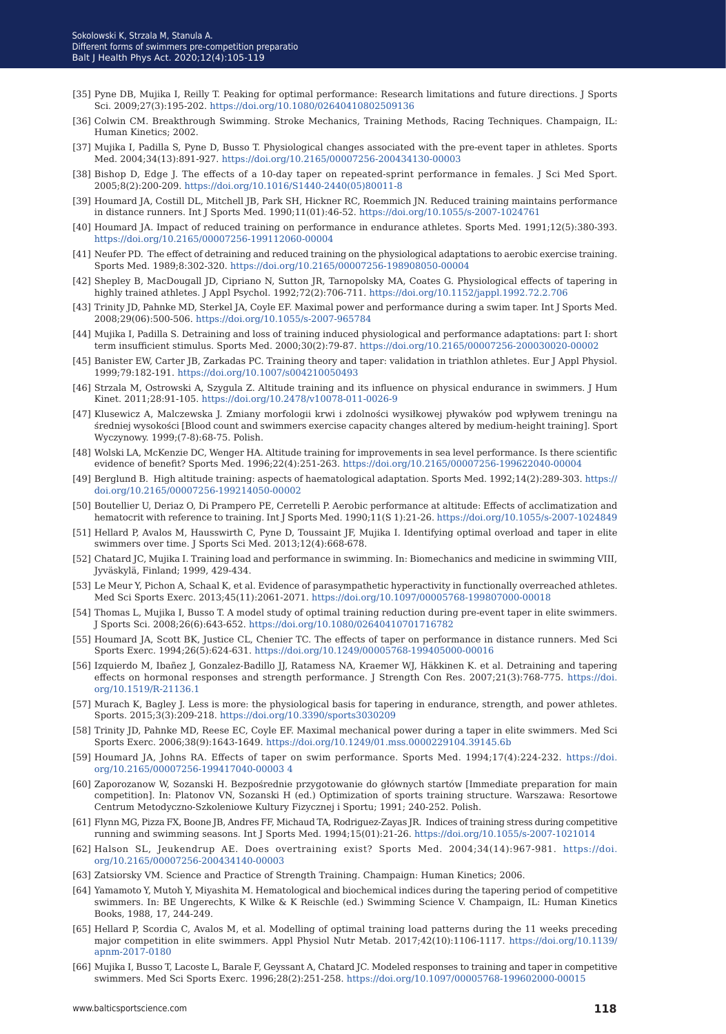[35] Pyne DB, Mujika I, Reilly T. Peaking for optimal performance: Research limitations and future directions. J Sports Sci. 2009;27(3):195-202. https://doi.org/10.1080/02640410802509136

[36] Colwin CM. Breakthrough Swimming. Stroke Mechanics, Training Methods, Racing Techniques. Champaign, IL: Human Kinetics; 2002.

[37] Mujika I, Padilla S, Pyne D, Busso T. Physiological changes associated with the pre-event taper in athletes. Sports Med. 2004;34(13):891-927. https://doi.org/10.2165/00007256-200434130-00003

[38] Bishop D, Edge J. The effects of a 10-day taper on repeated-sprint performance in females. J Sci Med Sport. 2005;8(2):200-209. https://doi.org/10.1016/S1440-2440(05)80011-8

[39] Houmard JA, Costill DL, Mitchell JB, Park SH, Hickner RC, Roemmich JN. Reduced training maintains performance in distance runners. Int J Sports Med. 1990;11(01):46-52. https://doi.org/10.1055/s-2007-1024761

[40] Houmard JA. Impact of reduced training on performance in endurance athletes. Sports Med. 1991;12(5):380-393. https://doi.org/10.2165/00007256-199112060-00004

[41] Neufer PD. The effect of detraining and reduced training on the physiological adaptations to aerobic exercise training. Sports Med. 1989;8:302-320. https://doi.org/10.2165/00007256-198908050-00004

[42] Shepley B, MacDougall JD, Cipriano N, Sutton JR, Tarnopolsky MA, Coates G. Physiological effects of tapering in highly trained athletes. J Appl Psychol. 1992;72(2):706-711. https://doi.org/10.1152/jappl.1992.72.2.706

[43] Trinity JD, Pahnke MD, Sterkel JA, Coyle EF. Maximal power and performance during a swim taper. Int J Sports Med. 2008;29(06):500-506. https://doi.org/10.1055/s-2007-965784

[44] Mujika I, Padilla S. Detraining and loss of training induced physiological and performance adaptations: part I: short term insufficient stimulus. Sports Med. 2000;30(2):79-87. https://doi.org/10.2165/00007256-200030020-00002

[45] Banister EW, Carter JB, Zarkadas PC. Training theory and taper: validation in triathlon athletes. Eur J Appl Physiol. 1999;79:182-191. https://doi.org/10.1007/s004210050493

[46] Strzala M, Ostrowski A, Szygula Z. Altitude training and its influence on physical endurance in swimmers. J Hum Kinet. 2011;28:91-105. https://doi.org/10.2478/v10078-011-0026-9

[47] Klusewicz A, Malczewska J. Zmiany morfologii krwi i zdolności wysiłkowej pływaków pod wpływem treningu na średniej wysokości [Blood count and swimmers exercise capacity changes altered by medium-height training]. Sport Wyczynowy. 1999;(7-8):68-75. Polish.

[48] Wolski LA, McKenzie DC, Wenger HA. Altitude training for improvements in sea level performance. Is there scientific evidence of benefit? Sports Med. 1996;22(4):251-263. https://doi.org/10.2165/00007256-199622040-00004

[49] Berglund B. High altitude training: aspects of haematological adaptation. Sports Med. 1992;14(2):289-303. https://doi.org/10.2165/00007256-199214050-00002

[50] Boutellier U, Deriaz O, Di Prampero PE, Cerretelli P. Aerobic performance at altitude: Effects of acclimatization and hematocrit with reference to training. Int J Sports Med. 1990;11(S 1):21-26. https://doi.org/10.1055/s-2007-1024849

[51] Hellard P, Avalos M, Hausswirth C, Pyne D, Toussaint JF, Mujika I. Identifying optimal overload and taper in elite swimmers over time. J Sports Sci Med. 2013;12(4):668-678.

[52] Chatard JC, Mujika I. Training load and performance in swimming. In: Biomechanics and medicine in swimming VIII, Jyväskylä, Finland; 1999, 429-434.

[53] Le Meur Y, Pichon A, Schaal K, et al. Evidence of parasympathetic hyperactivity in functionally overreached athletes. Med Sci Sports Exerc. 2013;45(11):2061-2071. https://doi.org/10.1097/00005768-199807000-00018

[54] Thomas L, Mujika I, Busso T. A model study of optimal training reduction during pre-event taper in elite swimmers. J Sports Sci. 2008;26(6):643-652. https://doi.org/10.1080/02640410701716782

[55] Houmard JA, Scott BK, Justice CL, Chenier TC. The effects of taper on performance in distance runners. Med Sci Sports Exerc. 1994;26(5):624-631. https://doi.org/10.1249/00005768-199405000-00016

[56] Izquierdo M, Ibañez J, Gonzalez-Badillo JJ, Ratamess NA, Kraemer WJ, Häkkinen K. et al. Detraining and tapering effects on hormonal responses and strength performance. J Strength Con Res. 2007;21(3):768-775. https://doi.org/10.1519/R-21136.1

[57] Murach K, Bagley J. Less is more: the physiological basis for tapering in endurance, strength, and power athletes. Sports. 2015;3(3):209-218. https://doi.org/10.3390/sports3030209

[58] Trinity JD, Pahnke MD, Reese EC, Coyle EF. Maximal mechanical power during a taper in elite swimmers. Med Sci Sports Exerc. 2006;38(9):1643-1649. https://doi.org/10.1249/01.mss.0000229104.39145.6b

[59] Houmard JA, Johns RA. Effects of taper on swim performance. Sports Med. 1994;17(4):224-232. https://doi.org/10.2165/00007256-199417040-00003 4

[60] Zaporozanow W, Sozanski H. Bezpośrednie przygotowanie do głównych startów [Immediate preparation for main competition]. In: Platonov VN, Sozanski H (ed.) Optimization of sports training structure. Warszawa: Resortowe Centrum Metodyczno-Szkoleniowe Kultury Fizycznej i Sportu; 1991; 240-252. Polish.

[61] Flynn MG, Pizza FX, Boone JB, Andres FF, Michaud TA, Rodriguez-Zayas JR. Indices of training stress during competitive running and swimming seasons. Int J Sports Med. 1994;15(01):21-26. https://doi.org/10.1055/s-2007-1021014

[62] Halson SL, Jeukendrup AE. Does overtraining exist? Sports Med. 2004;34(14):967-981. https://doi.org/10.2165/00007256-200434140-00003

[63] Zatsiorsky VM. Science and Practice of Strength Training. Champaign: Human Kinetics; 2006.

[64] Yamamoto Y, Mutoh Y, Miyashita M. Hematological and biochemical indices during the tapering period of competitive swimmers. In: BE Ungerechts, K Wilke & K Reischle (ed.) Swimming Science V. Champaign, IL: Human Kinetics Books, 1988, 17, 244-249.

[65] Hellard P, Scordia C, Avalos M, et al. Modelling of optimal training load patterns during the 11 weeks preceding major competition in elite swimmers. Appl Physiol Nutr Metab. 2017;42(10):1106-1117. https://doi.org/10.1139/apnm-2017-0180

[66] Mujika I, Busso T, Lacoste L, Barale F, Geyssant A, Chatard JC. Modeled responses to training and taper in competitive swimmers. Med Sci Sports Exerc. 1996;28(2):251-258. https://doi.org/10.1097/00005768-199602000-00015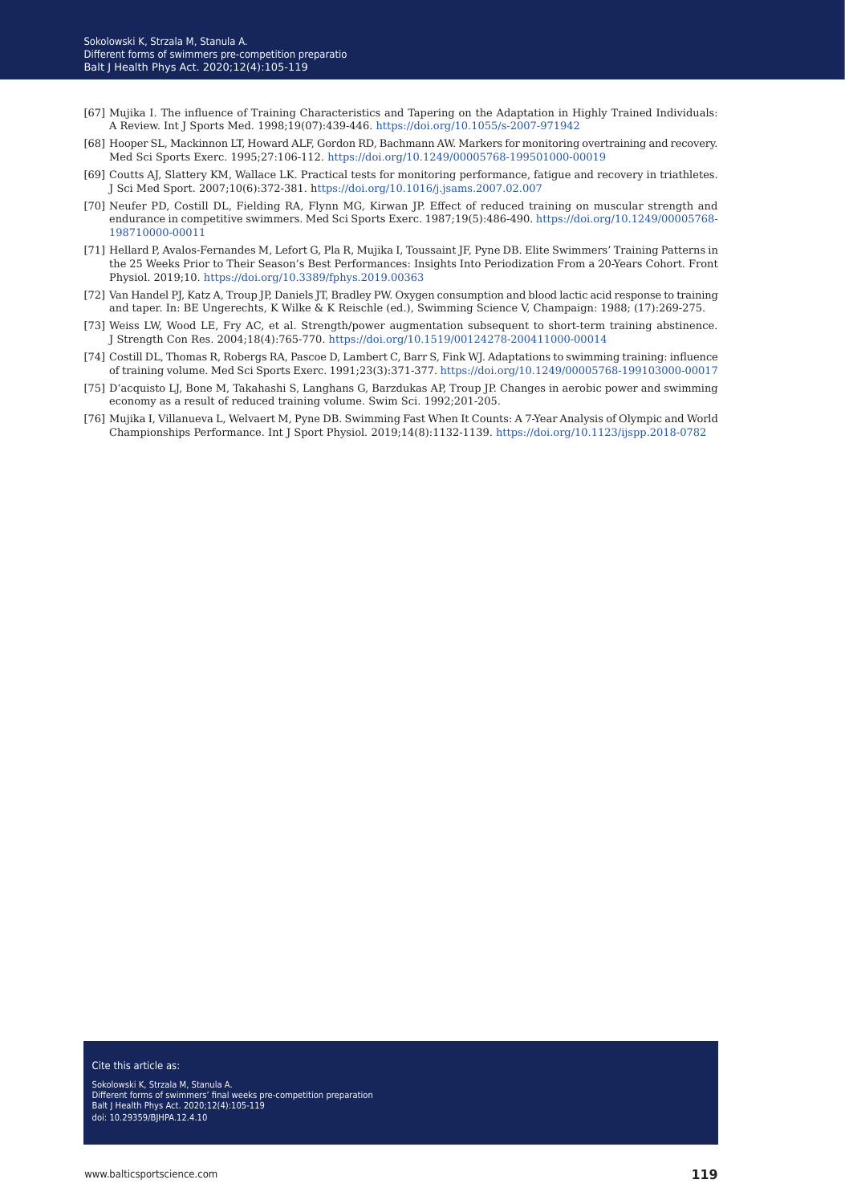[67] Mujika I. The influence of Training Characteristics and Tapering on the Adaptation in Highly Trained Individuals: A Review. Int J Sports Med. 1998;19(07):439-446. https://doi.org/10.1055/s-2007-971942

[68] Hooper SL, Mackinnon LT, Howard ALF, Gordon RD, Bachmann AW. Markers for monitoring overtraining and recovery. Med Sci Sports Exerc. 1995;27:106-112. https://doi.org/10.1249/00005768-199501000-00019

[69] Coutts AJ, Slattery KM, Wallace LK. Practical tests for monitoring performance, fatigue and recovery in triathletes. J Sci Med Sport. 2007;10(6):372-381. https://doi.org/10.1016/j.jsams.2007.02.007

[70] Neufer PD, Costill DL, Fielding RA, Flynn MG, Kirwan JP. Effect of reduced training on muscular strength and endurance in competitive swimmers. Med Sci Sports Exerc. 1987;19(5):486-490. https://doi.org/10.1249/00005768-198710000-00011

[71] Hellard P, Avalos-Fernandes M, Lefort G, Pla R, Mujika I, Toussaint JF, Pyne DB. Elite Swimmers' Training Patterns in the 25 Weeks Prior to Their Season's Best Performances: Insights Into Periodization From a 20-Years Cohort. Front Physiol. 2019;10. https://doi.org/10.3389/fphys.2019.00363

[72] Van Handel PJ, Katz A, Troup JP, Daniels JT, Bradley PW. Oxygen consumption and blood lactic acid response to training and taper. In: BE Ungerechts, K Wilke & K Reischle (ed.), Swimming Science V, Champaign: 1988; (17):269-275.

[73] Weiss LW, Wood LE, Fry AC, et al. Strength/power augmentation subsequent to short-term training abstinence. J Strength Con Res. 2004;18(4):765-770. https://doi.org/10.1519/00124278-200411000-00014

[74] Costill DL, Thomas R, Robergs RA, Pascoe D, Lambert C, Barr S, Fink WJ. Adaptations to swimming training: influence of training volume. Med Sci Sports Exerc. 1991;23(3):371-377. https://doi.org/10.1249/00005768-199103000-00017

[75] D'acquisto LJ, Bone M, Takahashi S, Langhans G, Barzdukas AP, Troup JP. Changes in aerobic power and swimming economy as a result of reduced training volume. Swim Sci. 1992;201-205.

[76] Mujika I, Villanueva L, Welvaert M, Pyne DB. Swimming Fast When It Counts: A 7-Year Analysis of Olympic and World Championships Performance. Int J Sport Physiol. 2019;14(8):1132-1139. https://doi.org/10.1123/ijspp.2018-0782

Cite this article as:

Sokolowski K, Strzala M, Stanula A.
Different forms of swimmers' final weeks pre-competition preparation
Balt J Health Phys Act. 2020;12(4):105-119
doi: 10.29359/BJHPA.12.4.10